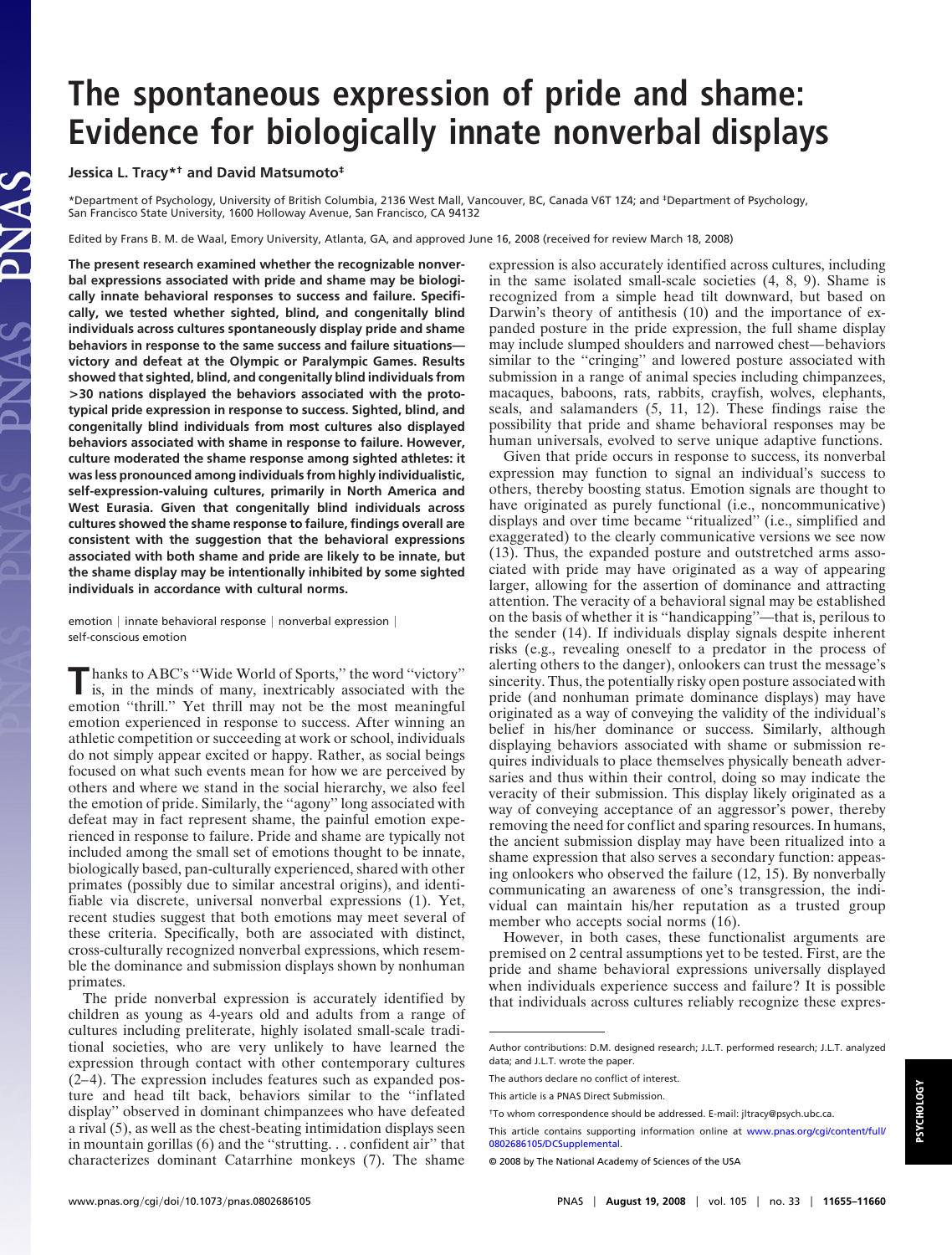# The spontaneous expression of pride and shame: Evidence for biologically innate nonverbal displays

**Jessica L. Tracy*† and David Matsumoto‡**

*Department of Psychology, University of British Columbia, 2136 West Mall, Vancouver, BC, Canada V6T 1Z4; and ‡Department of Psychology, San Francisco State University, 1600 Holloway Avenue, San Francisco, CA 94132

Edited by Frans B. M. de Waal, Emory University, Atlanta, GA, and approved June 16, 2008 (received for review March 18, 2008)

**The present research examined whether the recognizable nonverbal expressions associated with pride and shame may be biologically innate behavioral responses to success and failure. Specifically, we tested whether sighted, blind, and congenitally blind individuals across cultures spontaneously display pride and shame behaviors in response to the same success and failure situations—victory and defeat at the Olympic or Paralympic Games. Results showed that sighted, blind, and congenitally blind individuals from >30 nations displayed the behaviors associated with the prototypical pride expression in response to success. Sighted, blind, and congenitally blind individuals from most cultures also displayed behaviors associated with shame in response to failure. However, culture moderated the shame response among sighted athletes: it was less pronounced among individuals from highly individualistic, self-expression-valuing cultures, primarily in North America and West Eurasia. Given that congenitally blind individuals across cultures showed the shame response to failure, findings overall are consistent with the suggestion that the behavioral expressions associated with both shame and pride are likely to be innate, but the shame display may be intentionally inhibited by some sighted individuals in accordance with cultural norms.**

emotion | innate behavioral response | nonverbal expression | self-conscious emotion

Thanks to ABC's "Wide World of Sports," the word "victory" is, in the minds of many, inextricably associated with the emotion "thrill." Yet thrill may not be the most meaningful emotion experienced in response to success. After winning an athletic competition or succeeding at work or school, individuals do not simply appear excited or happy. Rather, as social beings focused on what such events mean for how we are perceived by others and where we stand in the social hierarchy, we also feel the emotion of pride. Similarly, the "agony" long associated with defeat may in fact represent shame, the painful emotion experienced in response to failure. Pride and shame are typically not included among the small set of emotions thought to be innate, biologically based, pan-culturally experienced, shared with other primates (possibly due to similar ancestral origins), and identifiable via discrete, universal nonverbal expressions (1). Yet, recent studies suggest that both emotions may meet several of these criteria. Specifically, both are associated with distinct, cross-culturally recognized nonverbal expressions, which resemble the dominance and submission displays shown by nonhuman primates.

The pride nonverbal expression is accurately identified by children as young as 4-years old and adults from a range of cultures including preliterate, highly isolated small-scale traditional societies, who are very unlikely to have learned the expression through contact with other contemporary cultures (2–4). The expression includes features such as expanded posture and head tilt back, behaviors similar to the "inflated display" observed in dominant chimpanzees who have defeated a rival (5), as well as the chest-beating intimidation displays seen in mountain gorillas (6) and the "strutting. . . confident air" that characterizes dominant Catarrhine monkeys (7). The shame expression is also accurately identified across cultures, including in the same isolated small-scale societies (4, 8, 9). Shame is recognized from a simple head tilt downward, but based on Darwin's theory of antithesis (10) and the importance of expanded posture in the pride expression, the full shame display may include slumped shoulders and narrowed chest—behaviors similar to the "cringing" and lowered posture associated with submission in a range of animal species including chimpanzees, macaques, baboons, rats, rabbits, crayfish, wolves, elephants, seals, and salamanders (5, 11, 12). These findings raise the possibility that pride and shame behavioral responses may be human universals, evolved to serve unique adaptive functions.

Given that pride occurs in response to success, its nonverbal expression may function to signal an individual's success to others, thereby boosting status. Emotion signals are thought to have originated as purely functional (i.e., noncommunicative) displays and over time became "ritualized" (i.e., simplified and exaggerated) to the clearly communicative versions we see now (13). Thus, the expanded posture and outstretched arms associated with pride may have originated as a way of appearing larger, allowing for the assertion of dominance and attracting attention. The veracity of a behavioral signal may be established on the basis of whether it is "handicapping"—that is, perilous to the sender (14). If individuals display signals despite inherent risks (e.g., revealing oneself to a predator in the process of alerting others to the danger), onlookers can trust the message's sincerity. Thus, the potentially risky open posture associated with pride (and nonhuman primate dominance displays) may have originated as a way of conveying the validity of the individual's belief in his/her dominance or success. Similarly, although displaying behaviors associated with shame or submission requires individuals to place themselves physically beneath adversaries and thus within their control, doing so may indicate the veracity of their submission. This display likely originated as a way of conveying acceptance of an aggressor's power, thereby removing the need for conflict and sparing resources. In humans, the ancient submission display may have been ritualized into a shame expression that also serves a secondary function: appeasing onlookers who observed the failure (12, 15). By nonverbally communicating an awareness of one's transgression, the individual can maintain his/her reputation as a trusted group member who accepts social norms (16).

However, in both cases, these functionalist arguments are premised on 2 central assumptions yet to be tested. First, are the pride and shame behavioral expressions universally displayed when individuals experience success and failure? It is possible that individuals across cultures reliably recognize these expres-

---

Author contributions: D.M. designed research; J.L.T. performed research; J.L.T. analyzed data; and J.L.T. wrote the paper.

The authors declare no conflict of interest.

This article is a PNAS Direct Submission.

†To whom correspondence should be addressed. E-mail: jltracy@psych.ubc.ca.

This article contains supporting information online at www.pnas.org/cgi/content/full/0802686105/DCSupplemental.

© 2008 by The National Academy of Sciences of the USA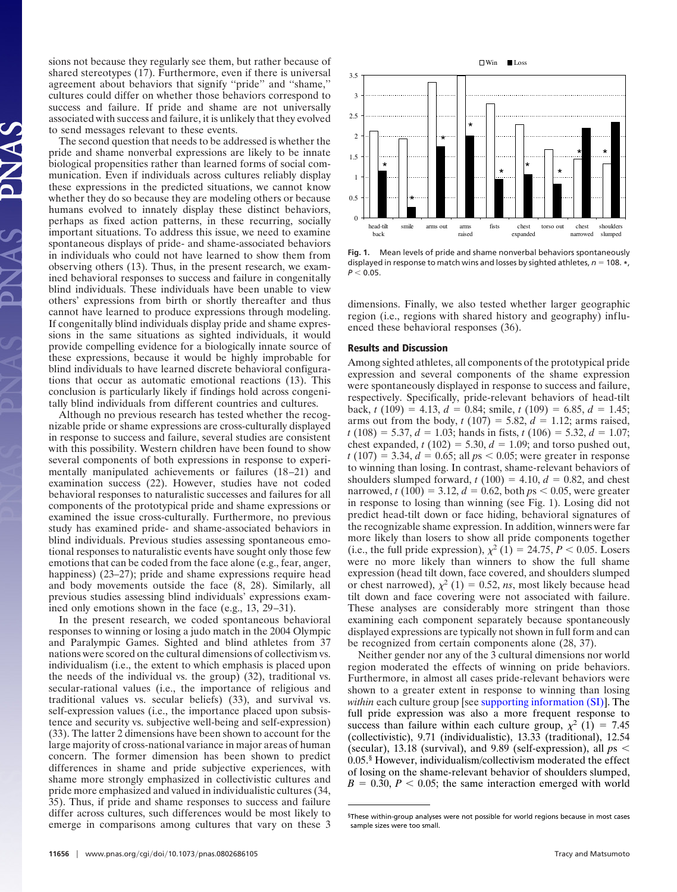sions not because they regularly see them, but rather because of shared stereotypes (17). Furthermore, even if there is universal agreement about behaviors that signify "pride" and "shame," cultures could differ on whether those behaviors correspond to success and failure. If pride and shame are not universally associated with success and failure, it is unlikely that they evolved to send messages relevant to these events.

The second question that needs to be addressed is whether the pride and shame nonverbal expressions are likely to be innate biological propensities rather than learned forms of social communication. Even if individuals across cultures reliably display these expressions in the predicted situations, we cannot know whether they do so because they are modeling others or because humans evolved to innately display these distinct behaviors, perhaps as fixed action patterns, in these recurring, socially important situations. To address this issue, we need to examine spontaneous displays of pride- and shame-associated behaviors in individuals who could not have learned to show them from observing others (13). Thus, in the present research, we examined behavioral responses to success and failure in congenitally blind individuals. These individuals have been unable to view others' expressions from birth or shortly thereafter and thus cannot have learned to produce expressions through modeling. If congenitally blind individuals display pride and shame expressions in the same situations as sighted individuals, it would provide compelling evidence for a biologically innate source of these expressions, because it would be highly improbable for blind individuals to have learned discrete behavioral configurations that occur as automatic emotional reactions (13). This conclusion is particularly likely if findings hold across congenitally blind individuals from different countries and cultures.

Although no previous research has tested whether the recognizable pride or shame expressions are cross-culturally displayed in response to success and failure, several studies are consistent with this possibility. Western children have been found to show several components of both expressions in response to experimentally manipulated achievements or failures (18–21) and examination success (22). However, studies have not coded behavioral responses to naturalistic successes and failures for all components of the prototypical pride and shame expressions or examined the issue cross-culturally. Furthermore, no previous study has examined pride- and shame-associated behaviors in blind individuals. Previous studies assessing spontaneous emotional responses to naturalistic events have sought only those few emotions that can be coded from the face alone (e.g., fear, anger, happiness) (23–27); pride and shame expressions require head and body movements outside the face (8, 28). Similarly, all previous studies assessing blind individuals' expressions examined only emotions shown in the face (e.g., 13, 29–31).

In the present research, we coded spontaneous behavioral responses to winning or losing a judo match in the 2004 Olympic and Paralympic Games. Sighted and blind athletes from 37 nations were scored on the cultural dimensions of collectivism vs. individualism (i.e., the extent to which emphasis is placed upon the needs of the individual vs. the group) (32), traditional vs. secular-rational values (i.e., the importance of religious and traditional values vs. secular beliefs) (33), and survival vs. self-expression values (i.e., the importance placed upon subsistence and security vs. subjective well-being and self-expression) (33). The latter 2 dimensions have been shown to account for the large majority of cross-national variance in major areas of human concern. The former dimension has been shown to predict differences in shame and pride subjective experiences, with shame more strongly emphasized in collectivistic cultures and pride more emphasized and valued in individualistic cultures (34, 35). Thus, if pride and shame responses to success and failure differ across cultures, such differences would be most likely to emerge in comparisons among cultures that vary on these 3 dimensions. Finally, we also tested whether larger geographic region (i.e., regions with shared history and geography) influenced these behavioral responses (36).

**Fig. 1.** Mean levels of pride and shame nonverbal behaviors spontaneously displayed in response to match wins and losses by sighted athletes, $n = 108$. *, $P < 0.05$.

## Results and Discussion

Among sighted athletes, all components of the prototypical pride expression and several components of the shame expression were spontaneously displayed in response to success and failure, respectively. Specifically, pride-relevant behaviors of head-tilt back, $t\ (109) = 4.13$, $d = 0.84$; smile, $t\ (109) = 6.85$, $d = 1.45$; arms out from the body, $t\ (107) = 5.82$, $d = 1.12$; arms raised, $t\ (108) = 5.37$, $d = 1.03$; hands in fists, $t\ (106) = 5.32$, $d = 1.07$; chest expanded, $t\ (102) = 5.30$, $d = 1.09$; and torso pushed out, $t\ (107) = 3.34$, $d = 0.65$; all $ps < 0.05$; were greater in response to winning than losing. In contrast, shame-relevant behaviors of shoulders slumped forward, $t\ (100) = 4.10$, $d = 0.82$, and chest narrowed, $t\ (100) = 3.12$, $d = 0.62$, both $ps < 0.05$, were greater in response to losing than winning (see Fig. 1). Losing did not predict head-tilt down or face hiding, behavioral signatures of the recognizable shame expression. In addition, winners were far more likely than losers to show all pride components together (i.e., the full pride expression), $\chi^2\ (1) = 24.75$, $P < 0.05$. Losers were no more likely than winners to show the full shame expression (head tilt down, face covered, and shoulders slumped or chest narrowed), $\chi^2\ (1) = 0.52$, *ns*, most likely because head tilt down and face covering were not associated with failure. These analyses are considerably more stringent than those examining each component separately because spontaneously displayed expressions are typically not shown in full form and can be recognized from certain components alone (28, 37).

Neither gender nor any of the 3 cultural dimensions nor world region moderated the effects of winning on pride behaviors. Furthermore, in almost all cases pride-relevant behaviors were shown to a greater extent in response to winning than losing *within* each culture group [see supporting information (SI)]. The full pride expression was also a more frequent response to success than failure within each culture group, $\chi^2\ (1) = 7.45$ (collectivistic), 9.71 (individualistic), 13.33 (traditional), 12.54 (secular), 13.18 (survival), and 9.89 (self-expression), all $ps < 0.05$.[§] However, individualism/collectivism moderated the effect of losing on the shame-relevant behavior of shoulders slumped, $B = 0.30$, $P < 0.05$; the same interaction emerged with world

[§] These within-group analyses were not possible for world regions because in most cases sample sizes were too small.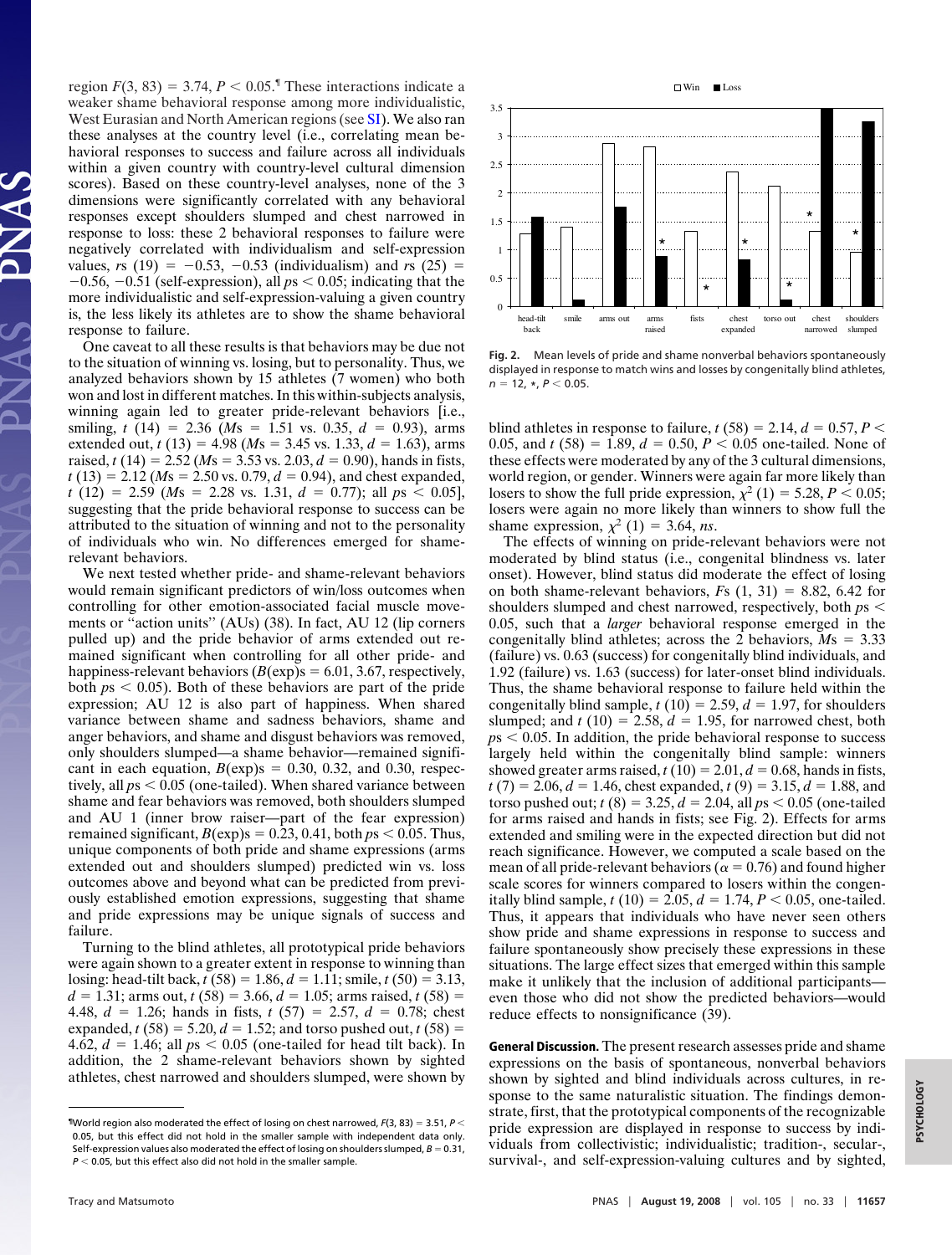region $F(3, 83) = 3.74$, $P < 0.05$.[¶] These interactions indicate a weaker shame behavioral response among more individualistic, West Eurasian and North American regions (see SI). We also ran these analyses at the country level (i.e., correlating mean behavioral responses to success and failure across all individuals within a given country with country-level cultural dimension scores). Based on these country-level analyses, none of the 3 dimensions were significantly correlated with any behavioral responses except shoulders slumped and chest narrowed in response to loss: these 2 behavioral responses to failure were negatively correlated with individualism and self-expression values, *rs* $(19) = -0.53, -0.53$ (individualism) and *rs* $(25) = -0.56, -0.51$ (self-expression), all $ps < 0.05$; indicating that the more individualistic and self-expression-valuing a given country is, the less likely its athletes are to show the shame behavioral response to failure.

One caveat to all these results is that behaviors may be due not to the situation of winning vs. losing, but to personality. Thus, we analyzed behaviors shown by 15 athletes (7 women) who both won and lost in different matches. In this within-subjects analysis, winning again led to greater pride-relevant behaviors [i.e., smiling, $t\ (14) = 2.36$ ($Ms = 1.51$ vs. 0.35, $d = 0.93$), arms extended out, $t\ (13) = 4.98$ ($Ms = 3.45$ vs. 1.33, $d = 1.63$), arms raised, $t\ (14) = 2.52$ ($Ms = 3.53$ vs. 2.03, $d = 0.90$), hands in fists, $t\ (13) = 2.12$ ($Ms = 2.50$ vs. 0.79, $d = 0.94$), and chest expanded, $t\ (12) = 2.59$ ($Ms = 2.28$ vs. 1.31, $d = 0.77$); all $ps < 0.05$], suggesting that the pride behavioral response to success can be attributed to the situation of winning and not to the personality of individuals who win. No differences emerged for shame-relevant behaviors.

We next tested whether pride- and shame-relevant behaviors would remain significant predictors of win/loss outcomes when controlling for other emotion-associated facial muscle movements or "action units" (AUs) (38). In fact, AU 12 (lip corners pulled up) and the pride behavior of arms extended out remained significant when controlling for all other pride- and happiness-relevant behaviors ($B(\exp)s = 6.01, 3.67$, respectively, both $ps < 0.05$). Both of these behaviors are part of the pride expression; AU 12 is also part of happiness. When shared variance between shame and sadness behaviors, shame and anger behaviors, and shame and disgust behaviors was removed, only shoulders slumped—a shame behavior—remained significant in each equation, $B(\exp) = 0.30, 0.32$, and 0.30, respectively, all $ps < 0.05$ (one-tailed). When shared variance between shame and fear behaviors was removed, both shoulders slumped and AU 1 (inner brow raiser—part of the fear expression) remained significant, $B(\exp)s = 0.23, 0.41$, both $ps < 0.05$. Thus, unique components of both pride and shame expressions (arms extended out and shoulders slumped) predicted win vs. loss outcomes above and beyond what can be predicted from previously established emotion expressions, suggesting that shame and pride expressions may be unique signals of success and failure.

Turning to the blind athletes, all prototypical pride behaviors were again shown to a greater extent in response to winning than losing: head-tilt back, $t\ (58) = 1.86$, $d = 1.11$; smile, $t\ (50) = 3.13$, $d = 1.31$; arms out, $t\ (58) = 3.66$, $d = 1.05$; arms raised, $t\ (58) = 4.48$, $d = 1.26$; hands in fists, $t\ (57) = 2.57$, $d = 0.78$; chest expanded, $t\ (58) = 5.20$, $d = 1.52$; and torso pushed out, $t\ (58) = 4.62$, $d = 1.46$; all $ps < 0.05$ (one-tailed for head tilt back). In addition, the 2 shame-relevant behaviors shown by sighted athletes, chest narrowed and shoulders slumped, were shown by blind athletes in response to failure, $t\ (58) = 2.14$, $d = 0.57$, $P < 0.05$, and $t\ (58) = 1.89$, $d = 0.50$, $P < 0.05$ one-tailed. None of these effects were moderated by any of the 3 cultural dimensions, world region, or gender. Winners were again far more likely than losers to show the full pride expression, $\chi^2\ (1) = 5.28$, $P < 0.05$; losers were again no more likely than winners to show full the shame expression, $\chi^2\ (1) = 3.64$, *ns*.

The effects of winning on pride-relevant behaviors were not moderated by blind status (i.e., congenital blindness vs. later onset). However, blind status did moderate the effect of losing on both shame-relevant behaviors, $Fs\ (1, 31) = 8.82, 6.42$ for shoulders slumped and chest narrowed, respectively, both $ps < 0.05$, such that a *larger* behavioral response emerged in the congenitally blind athletes; across the 2 behaviors, $Ms = 3.33$ (failure) vs. 0.63 (success) for congenitally blind individuals, and 1.92 (failure) vs. 1.63 (success) for later-onset blind individuals. Thus, the shame behavioral response to failure held within the congenitally blind sample, $t\ (10) = 2.59$, $d = 1.97$, for shoulders slumped; and $t\ (10) = 2.58$, $d = 1.95$, for narrowed chest, both $ps < 0.05$. In addition, the pride behavioral response to success largely held within the congenitally blind sample: winners showed greater arms raised, $t\ (10) = 2.01$, $d = 0.68$, hands in fists, $t\ (7) = 2.06$, $d = 1.46$, chest expanded, $t\ (9) = 3.15$, $d = 1.88$, and torso pushed out; $t\ (8) = 3.25$, $d = 2.04$, all $ps < 0.05$ (one-tailed for arms raised and hands in fists; see Fig. 2). Effects for arms extended and smiling were in the expected direction but did not reach significance. However, we computed a scale based on the mean of all pride-relevant behaviors ($\alpha = 0.76$) and found higher scale scores for winners compared to losers within the congenitally blind sample, $t\ (10) = 2.05$, $d = 1.74$, $P < 0.05$, one-tailed. Thus, it appears that individuals who have never seen others show pride and shame expressions in response to success and failure spontaneously show precisely these expressions in these situations. The large effect sizes that emerged within this sample make it unlikely that the inclusion of additional participants—even those who did not show the predicted behaviors—would reduce effects to nonsignificance (39).

**Fig. 2.** Mean levels of pride and shame nonverbal behaviors spontaneously displayed in response to match wins and losses by congenitally blind athletes, $n = 12$, *, $P < 0.05$.

**General Discussion.** The present research assesses pride and shame expressions on the basis of spontaneous, nonverbal behaviors shown by sighted and blind individuals across cultures, in response to the same naturalistic situation. The findings demonstrate, first, that the prototypical components of the recognizable pride expression are displayed in response to success by individuals from collectivistic; individualistic; tradition-, secular-, survival-, and self-expression-valuing cultures and by sighted,

[¶] World region also moderated the effect of losing on chest narrowed, $F(3, 83) = 3.51$, $P < 0.05$, but this effect did not hold in the smaller sample with independent data only. Self-expression values also moderated the effect of losing on shoulders slumped, $B = 0.31$, $P < 0.05$, but this effect also did not hold in the smaller sample.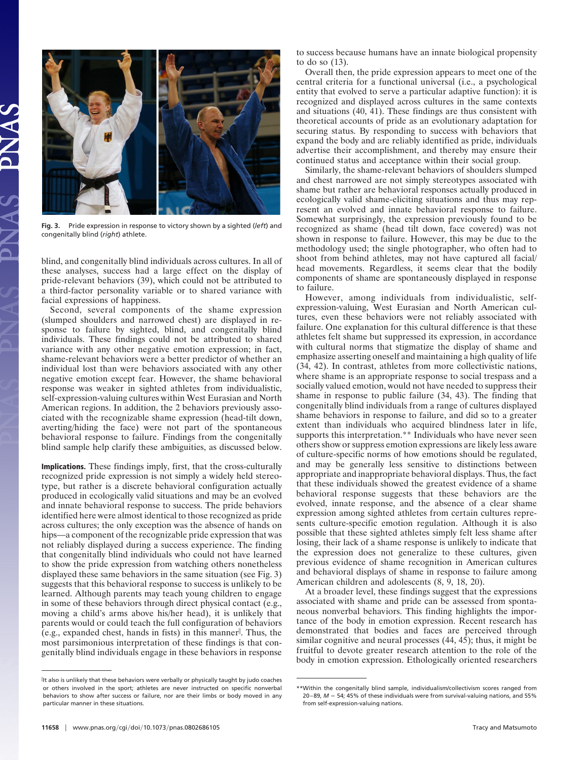Fig. 3. Pride expression in response to victory shown by a sighted (*left*) and congenitally blind (*right*) athlete.

blind, and congenitally blind individuals across cultures. In all of these analyses, success had a large effect on the display of pride-relevant behaviors (39), which could not be attributed to a third-factor personality variable or to shared variance with facial expressions of happiness.

Second, several components of the shame expression (slumped shoulders and narrowed chest) are displayed in response to failure by sighted, blind, and congenitally blind individuals. These findings could not be attributed to shared variance with any other negative emotion expression; in fact, shame-relevant behaviors were a better predictor of whether an individual lost than were behaviors associated with any other negative emotion except fear. However, the shame behavioral response was weaker in sighted athletes from individualistic, self-expression-valuing cultures within West Eurasian and North American regions. In addition, the 2 behaviors previously associated with the recognizable shame expression (head-tilt down, averting/hiding the face) were not part of the spontaneous behavioral response to failure. Findings from the congenitally blind sample help clarify these ambiguities, as discussed below.

**Implications.** These findings imply, first, that the cross-culturally recognized pride expression is not simply a widely held stereotype, but rather is a discrete behavioral configuration actually produced in ecologically valid situations and may be an evolved and innate behavioral response to success. The pride behaviors identified here were almost identical to those recognized as pride across cultures; the only exception was the absence of hands on hips—a component of the recognizable pride expression that was not reliably displayed during a success experience. The finding that congenitally blind individuals who could not have learned to show the pride expression from watching others nonetheless displayed these same behaviors in the same situation (see Fig. 3) suggests that this behavioral response to success is unlikely to be learned. Although parents may teach young children to engage in some of these behaviors through direct physical contact (e.g., moving a child's arms above his/her head), it is unlikely that parents would or could teach the full configuration of behaviors (e.g., expanded chest, hands in fists) in this manner‖. Thus, the most parsimonious interpretation of these findings is that congenitally blind individuals engage in these behaviors in response to success because humans have an innate biological propensity to do so (13).

Overall then, the pride expression appears to meet one of the central criteria for a functional universal (i.e., a psychological entity that evolved to serve a particular adaptive function): it is recognized and displayed across cultures in the same contexts and situations (40, 41). These findings are thus consistent with theoretical accounts of pride as an evolutionary adaptation for securing status. By responding to success with behaviors that expand the body and are reliably identified as pride, individuals advertise their accomplishment, and thereby may ensure their continued status and acceptance within their social group.

Similarly, the shame-relevant behaviors of shoulders slumped and chest narrowed are not simply stereotypes associated with shame but rather are behavioral responses actually produced in ecologically valid shame-eliciting situations and thus may represent an evolved and innate behavioral response to failure. Somewhat surprisingly, the expression previously found to be recognized as shame (head tilt down, face covered) was not shown in response to failure. However, this may be due to the methodology used; the single photographer, who often had to shoot from behind athletes, may not have captured all facial/head movements. Regardless, it seems clear that the bodily components of shame are spontaneously displayed in response to failure.

However, among individuals from individualistic, self-expression-valuing, West Eurasian and North American cultures, even these behaviors were not reliably associated with failure. One explanation for this cultural difference is that these athletes felt shame but suppressed its expression, in accordance with cultural norms that stigmatize the display of shame and emphasize asserting oneself and maintaining a high quality of life (34, 42). In contrast, athletes from more collectivistic nations, where shame is an appropriate response to social trespass and a socially valued emotion, would not have needed to suppress their shame in response to public failure (34, 43). The finding that congenitally blind individuals from a range of cultures displayed shame behaviors in response to failure, and did so to a greater extent than individuals who acquired blindness later in life, supports this interpretation.** Individuals who have never seen others show or suppress emotion expressions are likely less aware of culture-specific norms of how emotions should be regulated, and may be generally less sensitive to distinctions between appropriate and inappropriate behavioral displays. Thus, the fact that these individuals showed the greatest evidence of a shame behavioral response suggests that these behaviors are the evolved, innate response, and the absence of a clear shame expression among sighted athletes from certain cultures represents culture-specific emotion regulation. Although it is also possible that these sighted athletes simply felt less shame after losing, their lack of a shame response is unlikely to indicate that the expression does not generalize to these cultures, given previous evidence of shame recognition in American cultures and behavioral displays of shame in response to failure among American children and adolescents (8, 9, 18, 20).

At a broader level, these findings suggest that the expressions associated with shame and pride can be assessed from spontaneous nonverbal behaviors. This finding highlights the importance of the body in emotion expression. Recent research has demonstrated that bodies and faces are perceived through similar cognitive and neural processes (44, 45); thus, it might be fruitful to devote greater research attention to the role of the body in emotion expression. Ethologically oriented researchers

‖It also is unlikely that these behaviors were verbally or physically taught by judo coaches or others involved in the sport; athletes are never instructed on specific nonverbal behaviors to show after success or failure, nor are their limbs or body moved in any particular manner in these situations.

**Within the congenitally blind sample, individualism/collectivism scores ranged from 20–89, $M = 54$; 45% of these individuals were from survival-valuing nations, and 55% from self-expression-valuing nations.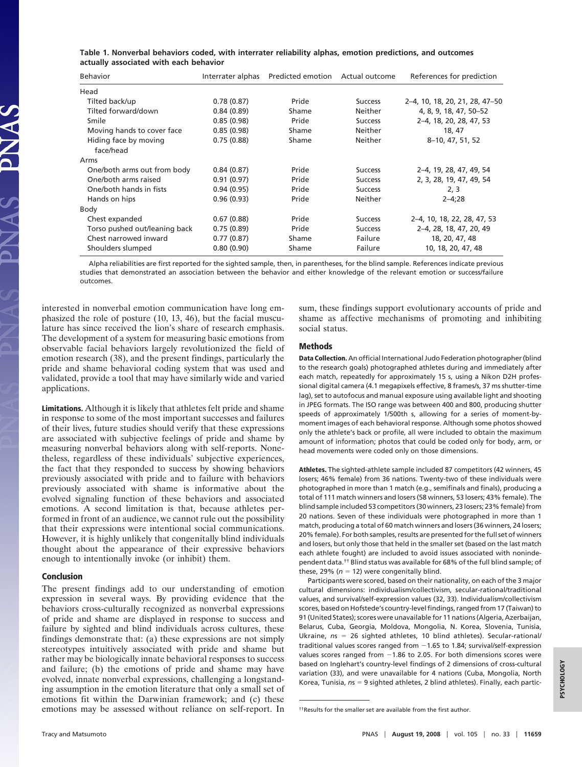**Table 1. Nonverbal behaviors coded, with interrater reliability alphas, emotion predictions, and outcomes actually associated with each behavior**

| Behavior | Interrater alphas | Predicted emotion | Actual outcome | References for prediction |
|---|---|---|---|---|
| Head | | | | |
| Tilted back/up | 0.78 (0.87) | Pride | Success | 2–4, 10, 18, 20, 21, 28, 47–50 |
| Tilted forward/down | 0.84 (0.89) | Shame | Neither | 4, 8, 9, 18, 47, 50–52 |
| Smile | 0.85 (0.98) | Pride | Success | 2–4, 18, 20, 28, 47, 53 |
| Moving hands to cover face | 0.85 (0.98) | Shame | Neither | 18, 47 |
| Hiding face by moving face/head | 0.75 (0.88) | Shame | Neither | 8–10, 47, 51, 52 |
| Arms | | | | |
| One/both arms out from body | 0.84 (0.87) | Pride | Success | 2–4, 19, 28, 47, 49, 54 |
| One/both arms raised | 0.91 (0.97) | Pride | Success | 2, 3, 28, 19, 47, 49, 54 |
| One/both hands in fists | 0.94 (0.95) | Pride | Success | 2, 3 |
| Hands on hips | 0.96 (0.93) | Pride | Neither | 2–4;28 |
| Body | | | | |
| Chest expanded | 0.67 (0.88) | Pride | Success | 2–4, 10, 18, 22, 28, 47, 53 |
| Torso pushed out/leaning back | 0.75 (0.89) | Pride | Success | 2–4, 28, 18, 47, 20, 49 |
| Chest narrowed inward | 0.77 (0.87) | Shame | Failure | 18, 20, 47, 48 |
| Shoulders slumped | 0.80 (0.90) | Shame | Failure | 10, 18, 20, 47, 48 |

Alpha reliabilities are first reported for the sighted sample, then, in parentheses, for the blind sample. References indicate previous studies that demonstrated an association between the behavior and either knowledge of the relevant emotion or success/failure outcomes.

interested in nonverbal emotion communication have long emphasized the role of posture (10, 13, 46), but the facial musculature has since received the lion's share of research emphasis. The development of a system for measuring basic emotions from observable facial behaviors largely revolutionized the field of emotion research (38), and the present findings, particularly the pride and shame behavioral coding system that was used and validated, provide a tool that may have similarly wide and varied applications.

**Limitations.** Although it is likely that athletes felt pride and shame in response to some of the most important successes and failures of their lives, future studies should verify that these expressions are associated with subjective feelings of pride and shame by measuring nonverbal behaviors along with self-reports. Nonetheless, regardless of these individuals' subjective experiences, the fact that they responded to success by showing behaviors previously associated with pride and to failure with behaviors previously associated with shame is informative about the evolved signaling function of these behaviors and associated emotions. A second limitation is that, because athletes performed in front of an audience, we cannot rule out the possibility that their expressions were intentional social communications. However, it is highly unlikely that congenitally blind individuals thought about the appearance of their expressive behaviors enough to intentionally invoke (or inhibit) them.

## Conclusion

The present findings add to our understanding of emotion expression in several ways. By providing evidence that the behaviors cross-culturally recognized as nonverbal expressions of pride and shame are displayed in response to success and failure by sighted and blind individuals across cultures, these findings demonstrate that: (a) these expressions are not simply stereotypes intuitively associated with pride and shame but rather may be biologically innate behavioral responses to success and failure; (b) the emotions of pride and shame may have evolved, innate nonverbal expressions, challenging a longstanding assumption in the emotion literature that only a small set of emotions fit within the Darwinian framework; and (c) these emotions may be assessed without reliance on self-report. In sum, these findings support evolutionary accounts of pride and shame as affective mechanisms of promoting and inhibiting social status.

## Methods

**Data Collection.** An official International Judo Federation photographer (blind to the research goals) photographed athletes during and immediately after each match, repeatedly for approximately 15 s, using a Nikon D2H professional digital camera (4.1 megapixels effective, 8 frames/s, 37 ms shutter-time lag), set to autofocus and manual exposure using available light and shooting in JPEG formats. The ISO range was between 400 and 800, producing shutter speeds of approximately 1/500th s, allowing for a series of moment-by-moment images of each behavioral response. Although some photos showed only the athlete's back or profile, all were included to obtain the maximum amount of information; photos that could be coded only for body, arm, or head movements were coded only on those dimensions.

**Athletes.** The sighted-athlete sample included 87 competitors (42 winners, 45 losers; 46% female) from 36 nations. Twenty-two of these individuals were photographed in more than 1 match (e.g., semifinals and finals), producing a total of 111 match winners and losers (58 winners, 53 losers; 43% female). The blind sample included 53 competitors (30 winners, 23 losers; 23% female) from 20 nations. Seven of these individuals were photographed in more than 1 match, producing a total of 60 match winners and losers (36 winners, 24 losers; 20% female). For both samples, results are presented for the full set of winners and losers, but only those that held in the smaller set (based on the last match each athlete fought) are included to avoid issues associated with nonindependent data.[††] Blind status was available for 68% of the full blind sample; of these, 29% ($n = 12$) were congenitally blind.

Participants were scored, based on their nationality, on each of the 3 major cultural dimensions: individualism/collectivism, secular-rational/traditional values, and survival/self-expression values (32, 33). Individualism/collectivism scores, based on Hofstede's country-level findings, ranged from 17 (Taiwan) to 91 (United States); scores were unavailable for 11 nations (Algeria, Azerbaijan, Belarus, Cuba, Georgia, Moldova, Mongolia, N. Korea, Slovenia, Tunisia, Ukraine, $ns = 26$ sighted athletes, 10 blind athletes). Secular-rational/traditional values scores ranged from −1.65 to 1.84; survival/self-expression values scores ranged from −1.86 to 2.05. For both dimensions scores were based on Inglehart's country-level findings of 2 dimensions of cross-cultural variation (33), and were unavailable for 4 nations (Cuba, Mongolia, North Korea, Tunisia, $ns = 9$ sighted athletes, 2 blind athletes). Finally, each partic-

[††] Results for the smaller set are available from the first author.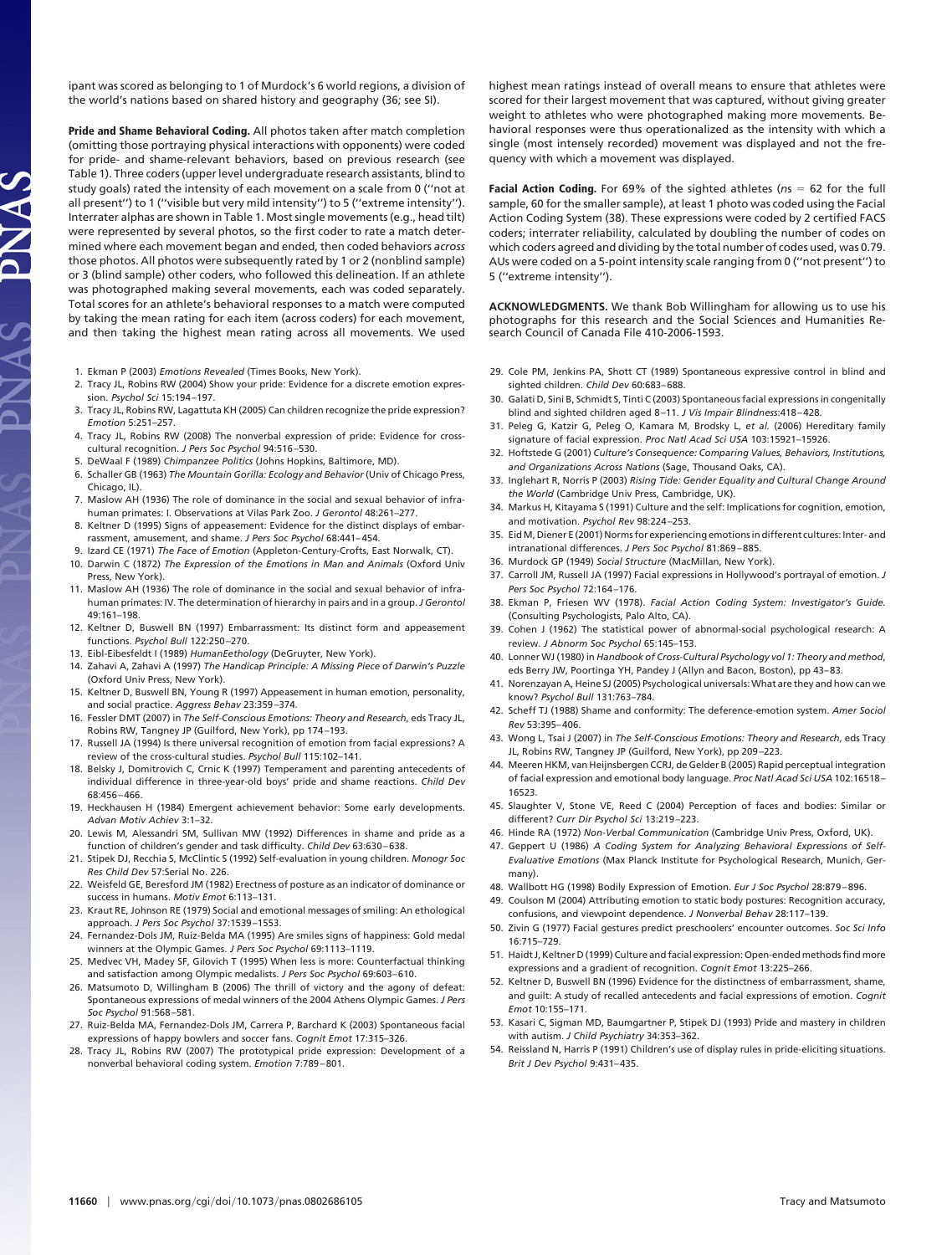ipant was scored as belonging to 1 of Murdock's 6 world regions, a division of the world's nations based on shared history and geography (36; see SI).

**Pride and Shame Behavioral Coding.** All photos taken after match completion (omitting those portraying physical interactions with opponents) were coded for pride- and shame-relevant behaviors, based on previous research (see Table 1). Three coders (upper level undergraduate research assistants, blind to study goals) rated the intensity of each movement on a scale from 0 (''not at all present'') to 1 (''visible but very mild intensity'') to 5 (''extreme intensity''). Interrater alphas are shown in Table 1. Most single movements (e.g., head tilt) were represented by several photos, so the first coder to rate a match determined where each movement began and ended, then coded behaviors *across* those photos. All photos were subsequently rated by 1 or 2 (nonblind sample) or 3 (blind sample) other coders, who followed this delineation. If an athlete was photographed making several movements, each was coded separately. Total scores for an athlete's behavioral responses to a match were computed by taking the mean rating for each item (across coders) for each movement, and then taking the highest mean rating across all movements. We used highest mean ratings instead of overall means to ensure that athletes were scored for their largest movement that was captured, without giving greater weight to athletes who were photographed making more movements. Behavioral responses were thus operationalized as the intensity with which a single (most intensely recorded) movement was displayed and not the frequency with which a movement was displayed.

**Facial Action Coding.** For 69% of the sighted athletes ($ns = 62$ for the full sample, 60 for the smaller sample), at least 1 photo was coded using the Facial Action Coding System (38). These expressions were coded by 2 certified FACS coders; interrater reliability, calculated by doubling the number of codes on which coders agreed and dividing by the total number of codes used, was 0.79. AUs were coded on a 5-point intensity scale ranging from 0 (''not present'') to 5 (''extreme intensity'').

**ACKNOWLEDGMENTS.** We thank Bob Willingham for allowing us to use his photographs for this research and the Social Sciences and Humanities Research Council of Canada File 410-2006-1593.

1. Ekman P (2003) *Emotions Revealed* (Times Books, New York).
2. Tracy JL, Robins RW (2004) Show your pride: Evidence for a discrete emotion expression. *Psychol Sci* 15:194–197.
3. Tracy JL, Robins RW, Lagattuta KH (2005) Can children recognize the pride expression? *Emotion* 5:251–257.
4. Tracy JL, Robins RW (2008) The nonverbal expression of pride: Evidence for cross-cultural recognition. *J Pers Soc Psychol* 94:516–530.
5. DeWaal F (1989) *Chimpanzee Politics* (Johns Hopkins, Baltimore, MD).
6. Schaller GB (1963) *The Mountain Gorilla: Ecology and Behavior* (Univ of Chicago Press, Chicago, IL).
7. Maslow AH (1936) The role of dominance in the social and sexual behavior of infrahuman primates: I. Observations at Vilas Park Zoo. *J Gerontol* 48:261–277.
8. Keltner D (1995) Signs of appeasement: Evidence for the distinct displays of embarrassment, amusement, and shame. *J Pers Soc Psychol* 68:441–454.
9. Izard CE (1971) *The Face of Emotion* (Appleton-Century-Crofts, East Norwalk, CT).
10. Darwin C (1872) *The Expression of the Emotions in Man and Animals* (Oxford Univ Press, New York).
11. Maslow AH (1936) The role of dominance in the social and sexual behavior of infrahuman primates: IV. The determination of hierarchy in pairs and in a group. *J Gerontol* 49:161–198.
12. Keltner D, Buswell BN (1997) Embarrassment: Its distinct form and appeasement functions. *Psychol Bull* 122:250–270.
13. Eibl-Eibesfeldt I (1989) *HumanEthology* (DeGruyter, New York).
14. Zahavi A, Zahavi A (1997) *The Handicap Principle: A Missing Piece of Darwin's Puzzle* (Oxford Univ Press, New York).
15. Keltner D, Buswell BN, Young R (1997) Appeasement in human emotion, personality, and social practice. *Aggress Behav* 23:359–374.
16. Fessler DMT (2007) in *The Self-Conscious Emotions: Theory and Research*, eds Tracy JL, Robins RW, Tangney JP (Guilford, New York), pp 174–193.
17. Russell JA (1994) Is there universal recognition of emotion from facial expressions? A review of the cross-cultural studies. *Psychol Bull* 115:102–141.
18. Belsky J, Domitrovich C, Crnic K (1997) Temperament and parenting antecedents of individual difference in three-year-old boys' pride and shame reactions. *Child Dev* 68:456–466.
19. Heckhausen H (1984) Emergent achievement behavior: Some early developments. *Advan Motiv Achiev* 3:1–32.
20. Lewis M, Alessandri SM, Sullivan MW (1992) Differences in shame and pride as a function of children's gender and task difficulty. *Child Dev* 63:630–638.
21. Stipek DJ, Recchia S, McClintic S (1992) Self-evaluation in young children. *Monogr Soc Res Child Dev* 57:Serial No. 226.
22. Weisfeld GE, Beresford JM (1982) Erectness of posture as an indicator of dominance or success in humans. *Motiv Emot* 6:113–131.
23. Kraut RE, Johnson RE (1979) Social and emotional messages of smiling: An ethological approach. *J Pers Soc Psychol* 37:1539–1553.
24. Fernandez-Dols JM, Ruiz-Belda MA (1995) Are smiles signs of happiness: Gold medal winners at the Olympic Games. *J Pers Soc Psychol* 69:1113–1119.
25. Medvec VH, Madey SF, Gilovich T (1995) When less is more: Counterfactual thinking and satisfaction among Olympic medalists. *J Pers Soc Psychol* 69:603–610.
26. Matsumoto D, Willingham B (2006) The thrill of victory and the agony of defeat: Spontaneous expressions of medal winners of the 2004 Athens Olympic Games. *J Pers Soc Psychol* 91:568–581.
27. Ruiz-Belda MA, Fernandez-Dols JM, Carrera P, Barchard K (2003) Spontaneous facial expressions of happy bowlers and soccer fans. *Cognit Emot* 17:315–326.
28. Tracy JL, Robins RW (2007) The prototypical pride expression: Development of a nonverbal behavioral coding system. *Emotion* 7:789–801.
29. Cole PM, Jenkins PA, Shott CT (1989) Spontaneous expressive control in blind and sighted children. *Child Dev* 60:683–688.
30. Galati D, Sini B, Schmidt S, Tinti C (2003) Spontaneous facial expressions in congenitally blind and sighted children aged 8–11. *J Vis Impair Blindness*:418–428.
31. Peleg G, Katzir G, Peleg O, Kamara M, Brodsky L, *et al.* (2006) Hereditary family signature of facial expression. *Proc Natl Acad Sci USA* 103:15921–15926.
32. Hoftstede G (2001) *Culture's Consequence: Comparing Values, Behaviors, Institutions, and Organizations Across Nations* (Sage, Thousand Oaks, CA).
33. Inglehart R, Norris P (2003) *Rising Tide: Gender Equality and Cultural Change Around the World* (Cambridge Univ Press, Cambridge, UK).
34. Markus H, Kitayama S (1991) Culture and the self: Implications for cognition, emotion, and motivation. *Psychol Rev* 98:224–253.
35. Eid M, Diener E (2001) Norms for experiencing emotions in different cultures: Inter- and intranational differences. *J Pers Soc Psychol* 81:869–885.
36. Murdock GP (1949) *Social Structure* (MacMillan, New York).
37. Carroll JM, Russell JA (1997) Facial expressions in Hollywood's portrayal of emotion. *J Pers Soc Psychol* 72:164–176.
38. Ekman P, Friesen WV (1978). *Facial Action Coding System: Investigator's Guide.* (Consulting Psychologists, Palo Alto, CA).
39. Cohen J (1962) The statistical power of abnormal-social psychological research: A review. *J Abnorm Soc Psychol* 65:145–153.
40. Lonner WJ (1980) in *Handbook of Cross-Cultural Psychology vol 1: Theory and method*, eds Berry JW, Poortinga YH, Pandey J (Allyn and Bacon, Boston), pp 43–83.
41. Norenzayan A, Heine SJ (2005) Psychological universals: What are they and how can we know? *Psychol Bull* 131:763–784.
42. Scheff TJ (1988) Shame and conformity: The deference-emotion system. *Amer Sociol Rev* 53:395–406.
43. Wong L, Tsai J (2007) in *The Self-Conscious Emotions: Theory and Research*, eds Tracy JL, Robins RW, Tangney JP (Guilford, New York), pp 209–223.
44. Meeren HKM, van Heijnsbergen CCRJ, de Gelder B (2005) Rapid perceptual integration of facial expression and emotional body language. *Proc Natl Acad Sci USA* 102:16518–16523.
45. Slaughter V, Stone VE, Reed C (2004) Perception of faces and bodies: Similar or different? *Curr Dir Psychol Sci* 13:219–223.
46. Hinde RA (1972) *Non-Verbal Communication* (Cambridge Univ Press, Oxford, UK).
47. Geppert U (1986) *A Coding System for Analyzing Behavioral Expressions of Self-Evaluative Emotions* (Max Planck Institute for Psychological Research, Munich, Germany).
48. Wallbott HG (1998) Bodily Expression of Emotion. *Eur J Soc Psychol* 28:879–896.
49. Coulson M (2004) Attributing emotion to static body postures: Recognition accuracy, confusions, and viewpoint dependence. *J Nonverbal Behav* 28:117–139.
50. Zivin G (1977) Facial gestures predict preschoolers' encounter outcomes. *Soc Sci Info* 16:715–729.
51. Haidt J, Keltner D (1999) Culture and facial expression: Open-ended methods find more expressions and a gradient of recognition. *Cognit Emot* 13:225–266.
52. Keltner D, Buswell BN (1996) Evidence for the distinctness of embarrassment, shame, and guilt: A study of recalled antecedents and facial expressions of emotion. *Cognit Emot* 10:155–171.
53. Kasari C, Sigman MD, Baumgartner P, Stipek DJ (1993) Pride and mastery in children with autism. *J Child Psychiatry* 34:353–362.
54. Reissland N, Harris P (1991) Children's use of display rules in pride-eliciting situations. *Brit J Dev Psychol* 9:431–435.